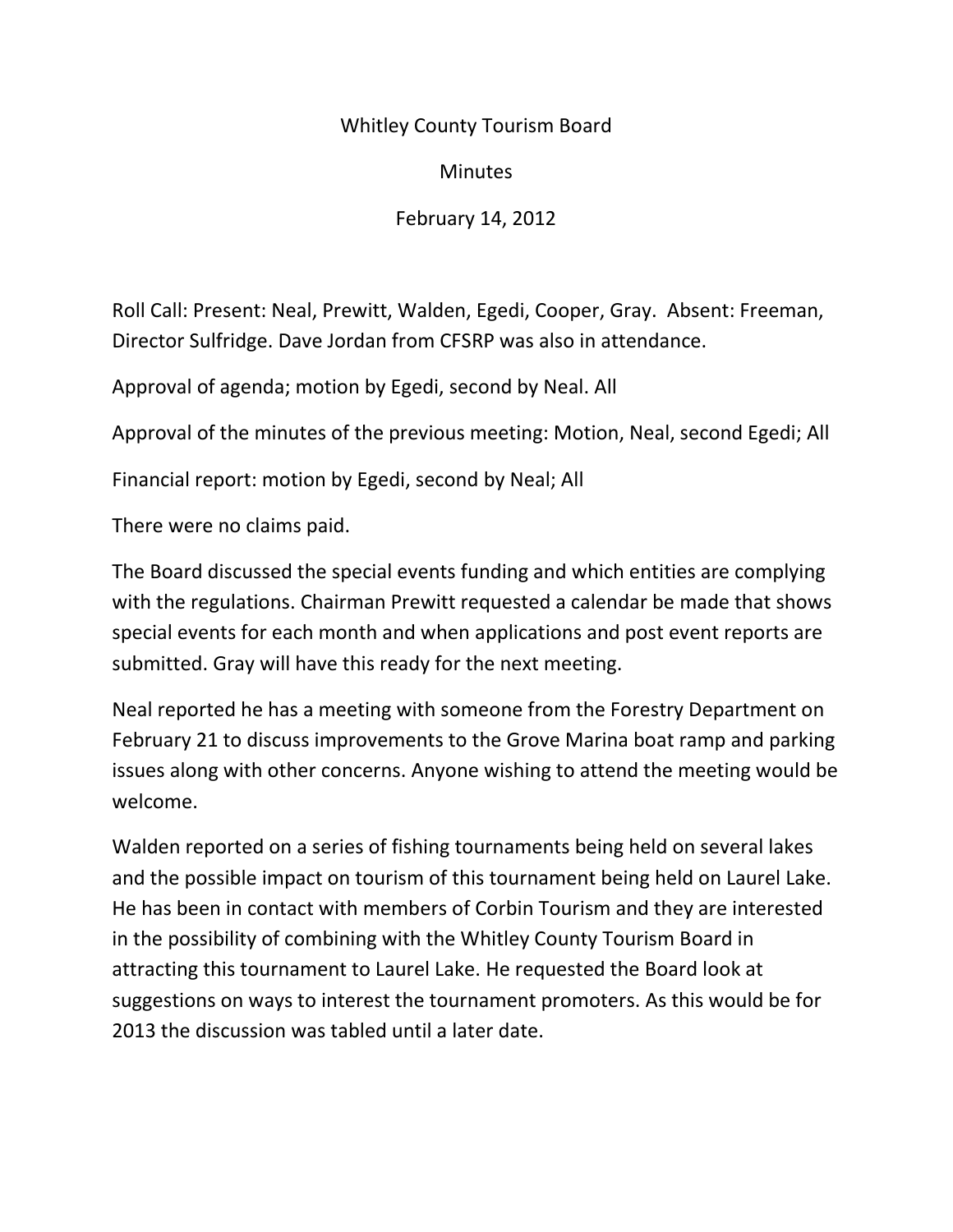Whitley County Tourism Board

Minutes

February 14, 2012

Roll Call: Present: Neal, Prewitt, Walden, Egedi, Cooper, Gray. Absent: Freeman, Director Sulfridge. Dave Jordan from CFSRP was also in attendance.

Approval of agenda; motion by Egedi, second by Neal. All

Approval of the minutes of the previous meeting: Motion, Neal, second Egedi; All

Financial report: motion by Egedi, second by Neal; All

There were no claims paid.

The Board discussed the special events funding and which entities are complying with the regulations. Chairman Prewitt requested a calendar be made that shows special events for each month and when applications and post event reports are submitted. Gray will have this ready for the next meeting.

Neal reported he has a meeting with someone from the Forestry Department on February 21 to discuss improvements to the Grove Marina boat ramp and parking issues along with other concerns. Anyone wishing to attend the meeting would be welcome.

Walden reported on a series of fishing tournaments being held on several lakes and the possible impact on tourism of this tournament being held on Laurel Lake. He has been in contact with members of Corbin Tourism and they are interested in the possibility of combining with the Whitley County Tourism Board in attracting this tournament to Laurel Lake. He requested the Board look at suggestions on ways to interest the tournament promoters. As this would be for 2013 the discussion was tabled until a later date.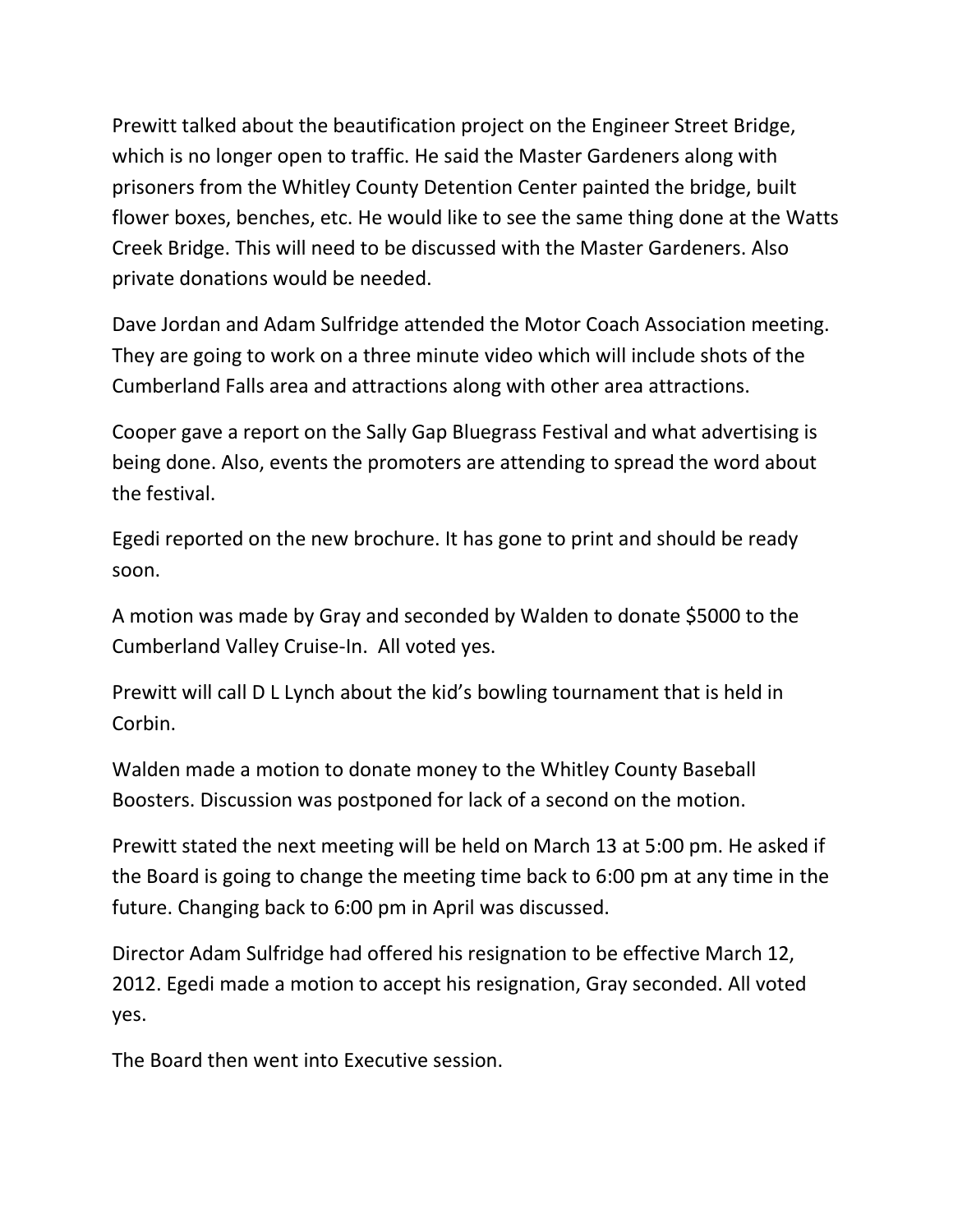Prewitt talked about the beautification project on the Engineer Street Bridge, which is no longer open to traffic. He said the Master Gardeners along with prisoners from the Whitley County Detention Center painted the bridge, built flower boxes, benches, etc. He would like to see the same thing done at the Watts Creek Bridge. This will need to be discussed with the Master Gardeners. Also private donations would be needed.

Dave Jordan and Adam Sulfridge attended the Motor Coach Association meeting. They are going to work on a three minute video which will include shots of the Cumberland Falls area and attractions along with other area attractions.

Cooper gave a report on the Sally Gap Bluegrass Festival and what advertising is being done. Also, events the promoters are attending to spread the word about the festival.

Egedi reported on the new brochure. It has gone to print and should be ready soon.

A motion was made by Gray and seconded by Walden to donate $5000 to the Cumberland Valley Cruise-In. All voted yes.

Prewitt will call D L Lynch about the kid's bowling tournament that is held in Corbin.

Walden made a motion to donate money to the Whitley County Baseball Boosters. Discussion was postponed for lack of a second on the motion.

Prewitt stated the next meeting will be held on March 13 at 5:00 pm. He asked if the Board is going to change the meeting time back to 6:00 pm at any time in the future. Changing back to 6:00 pm in April was discussed.

Director Adam Sulfridge had offered his resignation to be effective March 12, 2012. Egedi made a motion to accept his resignation, Gray seconded. All voted yes.

The Board then went into Executive session.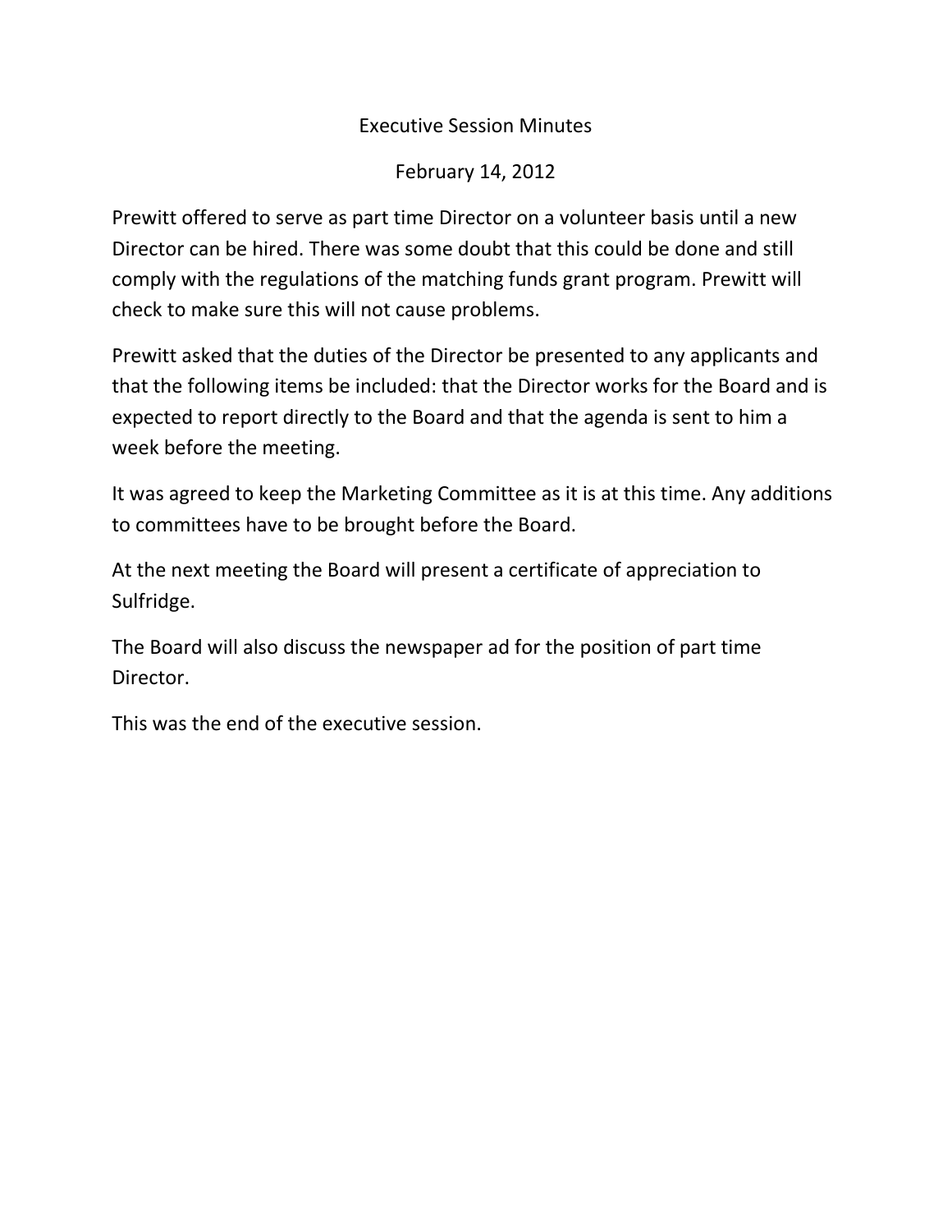# Executive Session Minutes

February 14, 2012

Prewitt offered to serve as part time Director on a volunteer basis until a new Director can be hired. There was some doubt that this could be done and still comply with the regulations of the matching funds grant program. Prewitt will check to make sure this will not cause problems.

Prewitt asked that the duties of the Director be presented to any applicants and that the following items be included: that the Director works for the Board and is expected to report directly to the Board and that the agenda is sent to him a week before the meeting.

It was agreed to keep the Marketing Committee as it is at this time. Any additions to committees have to be brought before the Board.

At the next meeting the Board will present a certificate of appreciation to Sulfridge.

The Board will also discuss the newspaper ad for the position of part time Director.

This was the end of the executive session.